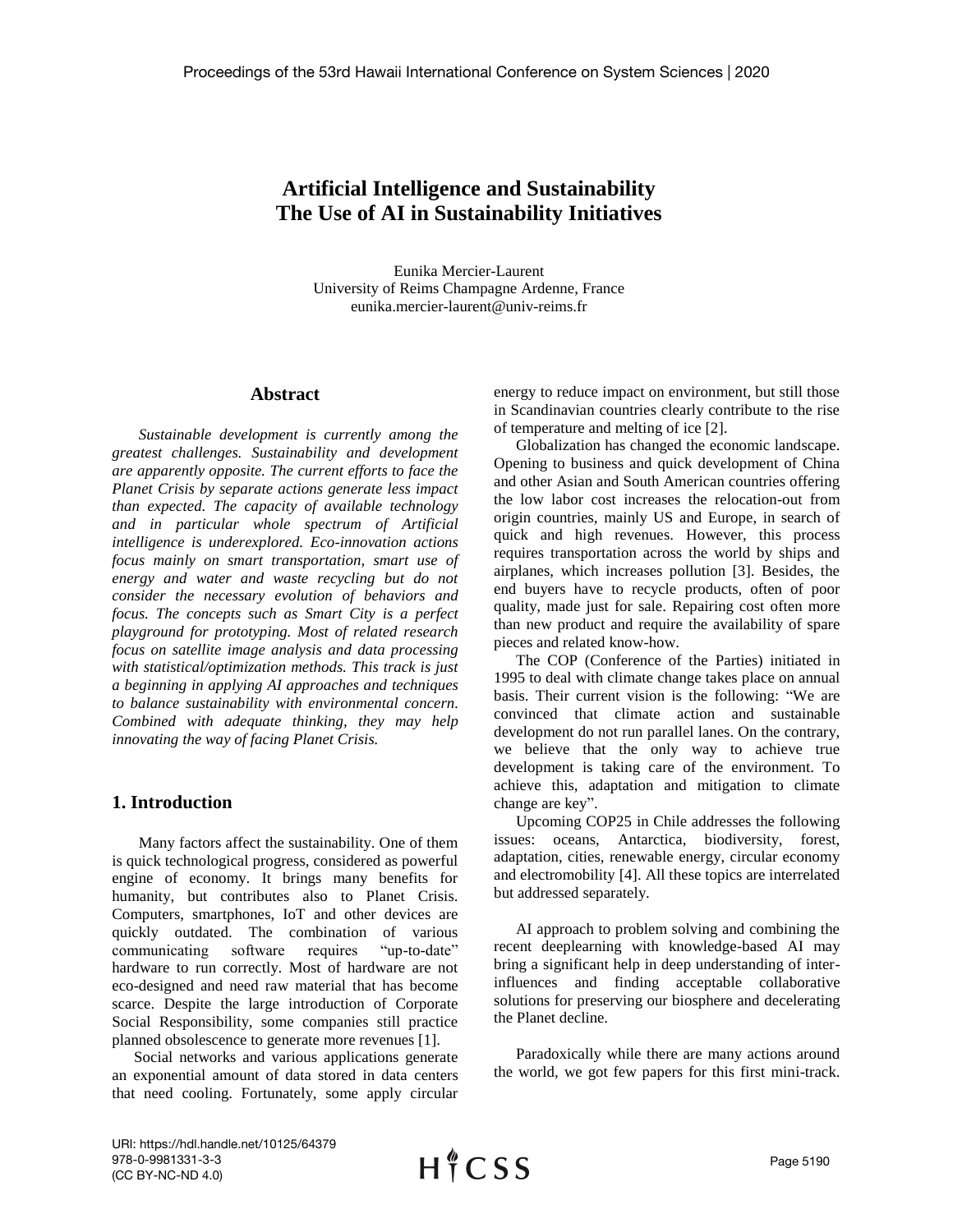# Artificial Intelligence and Sustainability
# The Use of AI in Sustainability Initiatives

Eunika Mercier-Laurent
University of Reims Champagne Ardenne, France
eunika.mercier-laurent@univ-reims.fr

## Abstract

*Sustainable development is currently among the greatest challenges. Sustainability and development are apparently opposite. The current efforts to face the Planet Crisis by separate actions generate less impact than expected. The capacity of available technology and in particular whole spectrum of Artificial intelligence is underexplored. Eco-innovation actions focus mainly on smart transportation, smart use of energy and water and waste recycling but do not consider the necessary evolution of behaviors and focus. The concepts such as Smart City is a perfect playground for prototyping. Most of related research focus on satellite image analysis and data processing with statistical/optimization methods. This track is just a beginning in applying AI approaches and techniques to balance sustainability with environmental concern. Combined with adequate thinking, they may help innovating the way of facing Planet Crisis.*

## 1. Introduction

Many factors affect the sustainability. One of them is quick technological progress, considered as powerful engine of economy. It brings many benefits for humanity, but contributes also to Planet Crisis. Computers, smartphones, IoT and other devices are quickly outdated. The combination of various communicating software requires "up-to-date" hardware to run correctly. Most of hardware are not eco-designed and need raw material that has become scarce. Despite the large introduction of Corporate Social Responsibility, some companies still practice planned obsolescence to generate more revenues [1].

Social networks and various applications generate an exponential amount of data stored in data centers that need cooling. Fortunately, some apply circular energy to reduce impact on environment, but still those in Scandinavian countries clearly contribute to the rise of temperature and melting of ice [2].

Globalization has changed the economic landscape. Opening to business and quick development of China and other Asian and South American countries offering the low labor cost increases the relocation-out from origin countries, mainly US and Europe, in search of quick and high revenues. However, this process requires transportation across the world by ships and airplanes, which increases pollution [3]. Besides, the end buyers have to recycle products, often of poor quality, made just for sale. Repairing cost often more than new product and require the availability of spare pieces and related know-how.

The COP (Conference of the Parties) initiated in 1995 to deal with climate change takes place on annual basis. Their current vision is the following: "We are convinced that climate action and sustainable development do not run parallel lanes. On the contrary, we believe that the only way to achieve true development is taking care of the environment. To achieve this, adaptation and mitigation to climate change are key".

Upcoming COP25 in Chile addresses the following issues: oceans, Antarctica, biodiversity, forest, adaptation, cities, renewable energy, circular economy and electromobility [4]. All these topics are interrelated but addressed separately.

AI approach to problem solving and combining the recent deeplearning with knowledge-based AI may bring a significant help in deep understanding of inter-influences and finding acceptable collaborative solutions for preserving our biosphere and decelerating the Planet decline.

Paradoxically while there are many actions around the world, we got few papers for this first mini-track.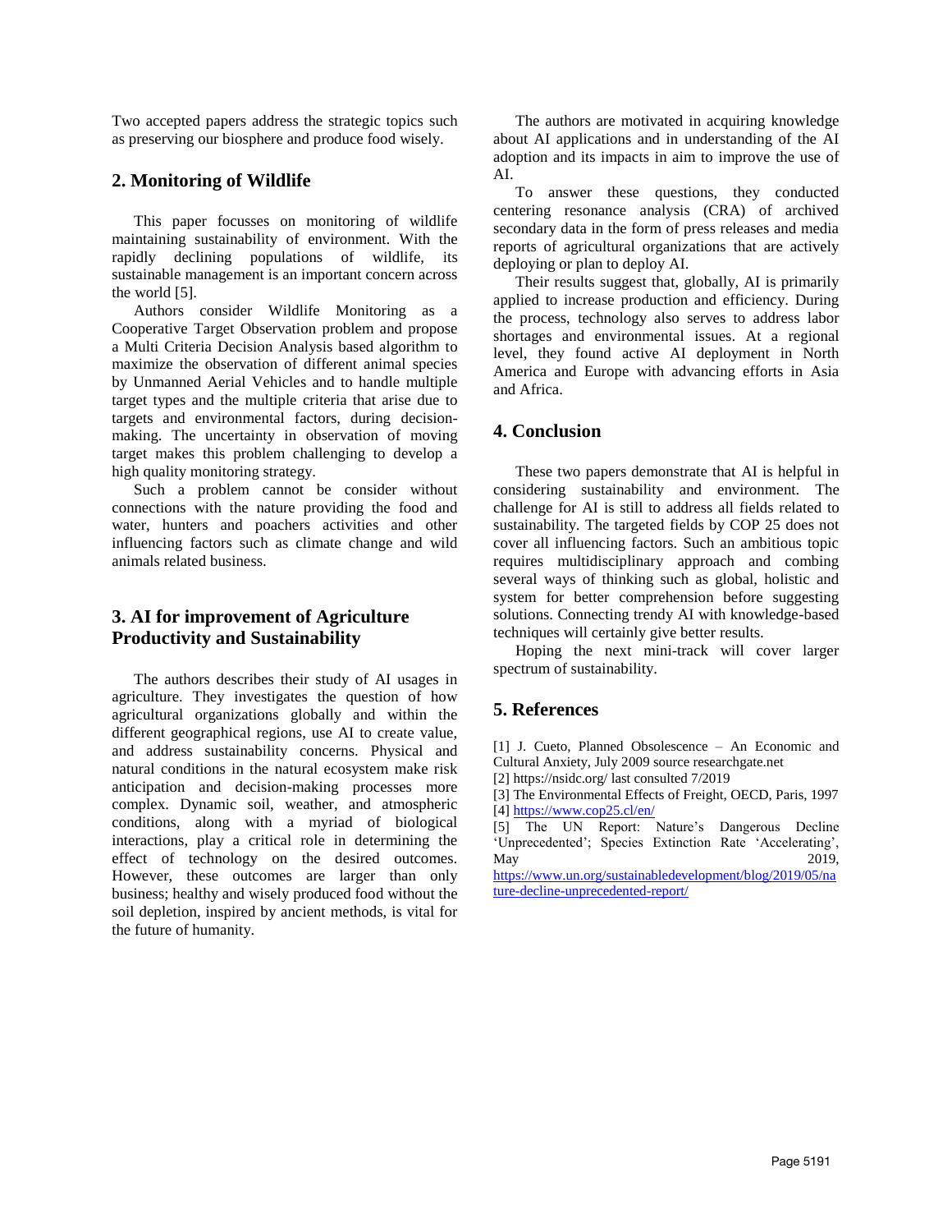Two accepted papers address the strategic topics such as preserving our biosphere and produce food wisely.

## 2. Monitoring of Wildlife

This paper focusses on monitoring of wildlife maintaining sustainability of environment. With the rapidly declining populations of wildlife, its sustainable management is an important concern across the world [5].

Authors consider Wildlife Monitoring as a Cooperative Target Observation problem and propose a Multi Criteria Decision Analysis based algorithm to maximize the observation of different animal species by Unmanned Aerial Vehicles and to handle multiple target types and the multiple criteria that arise due to targets and environmental factors, during decision-making. The uncertainty in observation of moving target makes this problem challenging to develop a high quality monitoring strategy.

Such a problem cannot be consider without connections with the nature providing the food and water, hunters and poachers activities and other influencing factors such as climate change and wild animals related business.

## 3. AI for improvement of Agriculture Productivity and Sustainability

The authors describes their study of AI usages in agriculture. They investigates the question of how agricultural organizations globally and within the different geographical regions, use AI to create value, and address sustainability concerns. Physical and natural conditions in the natural ecosystem make risk anticipation and decision-making processes more complex. Dynamic soil, weather, and atmospheric conditions, along with a myriad of biological interactions, play a critical role in determining the effect of technology on the desired outcomes. However, these outcomes are larger than only business; healthy and wisely produced food without the soil depletion, inspired by ancient methods, is vital for the future of humanity.

The authors are motivated in acquiring knowledge about AI applications and in understanding of the AI adoption and its impacts in aim to improve the use of AI.

To answer these questions, they conducted centering resonance analysis (CRA) of archived secondary data in the form of press releases and media reports of agricultural organizations that are actively deploying or plan to deploy AI.

Their results suggest that, globally, AI is primarily applied to increase production and efficiency. During the process, technology also serves to address labor shortages and environmental issues. At a regional level, they found active AI deployment in North America and Europe with advancing efforts in Asia and Africa.

## 4. Conclusion

These two papers demonstrate that AI is helpful in considering sustainability and environment. The challenge for AI is still to address all fields related to sustainability. The targeted fields by COP 25 does not cover all influencing factors. Such an ambitious topic requires multidisciplinary approach and combing several ways of thinking such as global, holistic and system for better comprehension before suggesting solutions. Connecting trendy AI with knowledge-based techniques will certainly give better results.

Hoping the next mini-track will cover larger spectrum of sustainability.

## 5. References

[1] J. Cueto, Planned Obsolescence – An Economic and Cultural Anxiety, July 2009 source researchgate.net

[2] https://nsidc.org/ last consulted 7/2019

[3] The Environmental Effects of Freight, OECD, Paris, 1997

[4] https://www.cop25.cl/en/

[5] The UN Report: Nature's Dangerous Decline 'Unprecedented'; Species Extinction Rate 'Accelerating', May 2019, https://www.un.org/sustainabledevelopment/blog/2019/05/nature-decline-unprecedented-report/